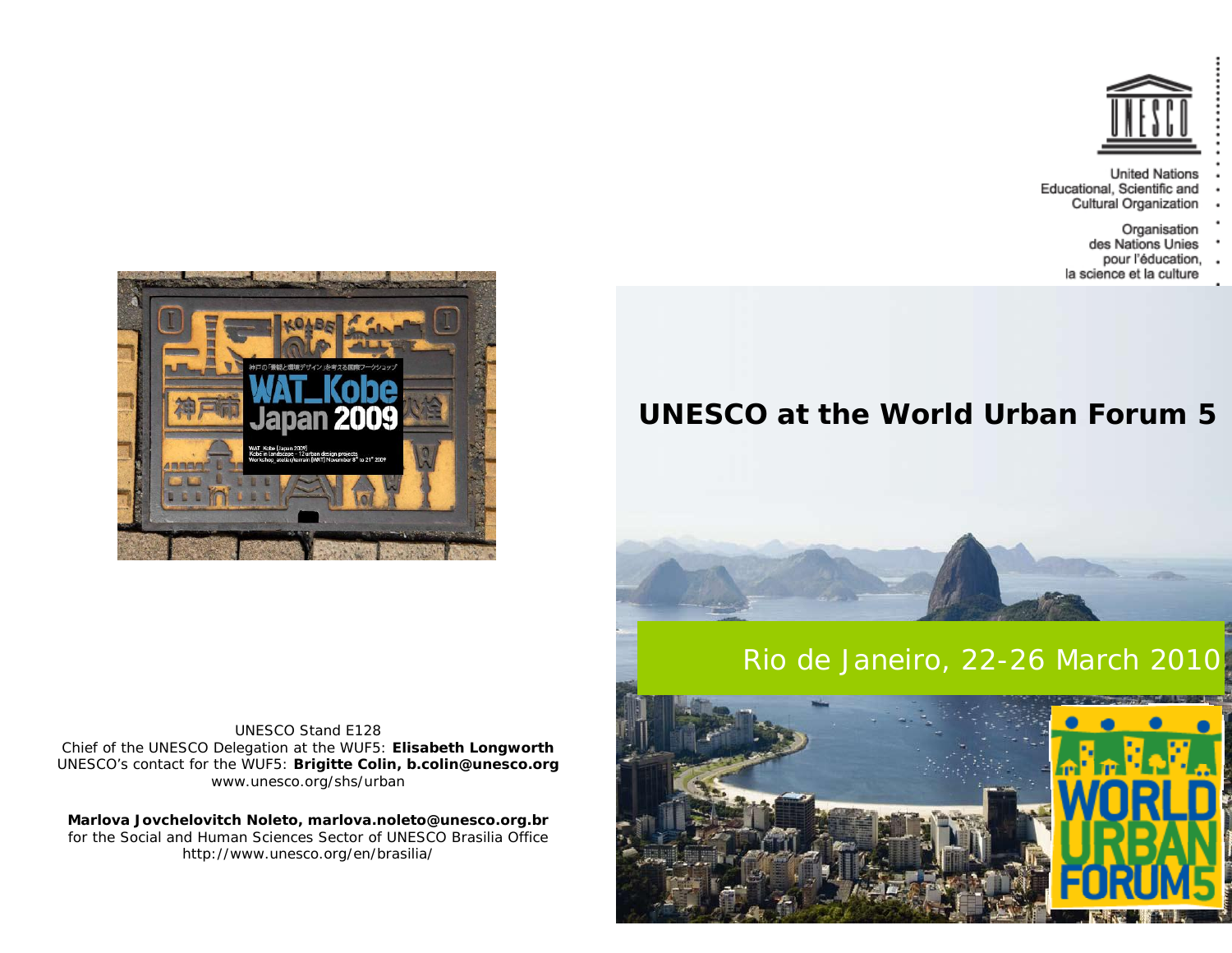United Nations
Educational, Scientific and
Cultural Organization

Organisation
des Nations Unies
pour l'éducation,
la science et la culture

# UNESCO at the World Urban Forum 5

Rio de Janeiro, 22-26 March 2010

UNESCO Stand E128
Chief of the UNESCO Delegation at the WUF5: **Elisabeth Longworth**
UNESCO's contact for the WUF5: **Brigitte Colin, b.colin@unesco.org**
www.unesco.org/shs/urban

**Marlova Jovchelovitch Noleto, marlova.noleto@unesco.org.br**
for the Social and Human Sciences Sector of UNESCO Brasilia Office
http://www.unesco.org/en/brasilia/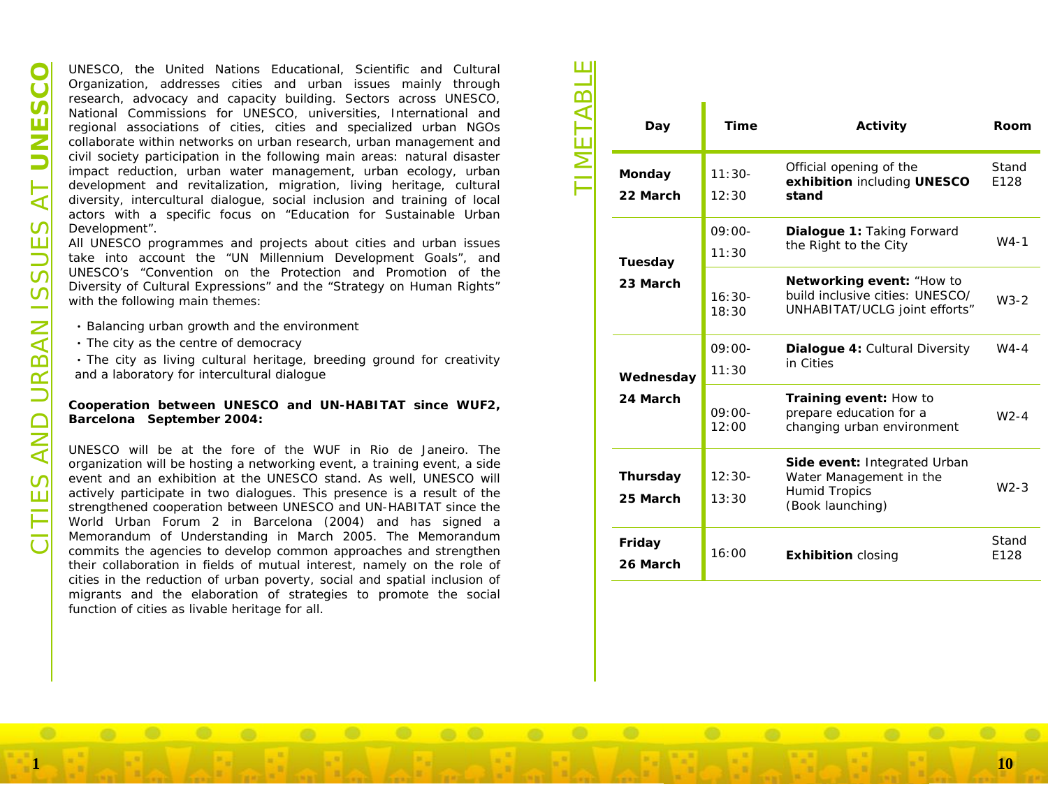# CITIES AND URBAN ISSUES AT **UNESCO**

UNESCO, the United Nations Educational, Scientific and Cultural Organization, addresses cities and urban issues mainly through research, advocacy and capacity building. Sectors across UNESCO, National Commissions for UNESCO, universities, International and regional associations of cities, cities and specialized urban NGOs collaborate within networks on urban research, urban management and civil society participation in the following main areas: natural disaster impact reduction, urban water management, urban ecology, urban development and revitalization, migration, living heritage, cultural diversity, intercultural dialogue, social inclusion and training of local actors with a specific focus on "Education for Sustainable Urban Development".

All UNESCO programmes and projects about cities and urban issues take into account the "UN Millennium Development Goals", and UNESCO's "Convention on the Protection and Promotion of the Diversity of Cultural Expressions" and the "Strategy on Human Rights" with the following main themes:

- Balancing urban growth and the environment
- The city as the centre of democracy
- The city as living cultural heritage, breeding ground for creativity and a laboratory for intercultural dialogue

**Cooperation between UNESCO and UN-HABITAT since WUF2, Barcelona September 2004:**

UNESCO will be at the fore of the WUF in Rio de Janeiro. The organization will be hosting a networking event, a training event, a side event and an exhibition at the UNESCO stand. As well, UNESCO will actively participate in two dialogues. This presence is a result of the strengthened cooperation between UNESCO and UN-HABITAT since the World Urban Forum 2 in Barcelona (2004) and has signed a Memorandum of Understanding in March 2005. The Memorandum commits the agencies to develop common approaches and strengthen their collaboration in fields of mutual interest, namely on the role of cities in the reduction of urban poverty, social and spatial inclusion of migrants and the elaboration of strategies to promote the social function of cities as livable heritage for all.

# TIMETABLE

| Day | Time | Activity | Room |
|---|---|---|---|
| **Monday 22 March** | 11:30-12:30 | Official opening of the **exhibition** including **UNESCO stand** | Stand E128 |
| **Tuesday 23 March** | 09:00-11:30 | **Dialogue 1:** Taking Forward the Right to the City | W4-1 |
| | 16:30-18:30 | **Networking event:** "How to build inclusive cities: UNESCO/UNHABITAT/UCLG joint efforts" | W3-2 |
| **Wednesday 24 March** | 09:00-11:30 | **Dialogue 4:** Cultural Diversity in Cities | W4-4 |
| | 09:00-12:00 | **Training event:** How to prepare education for a changing urban environment | W2-4 |
| **Thursday 25 March** | 12:30-13:30 | **Side event:** Integrated Urban Water Management in the Humid Tropics (Book launching) | W2-3 |
| **Friday 26 March** | 16:00 | **Exhibition** closing | Stand E128 |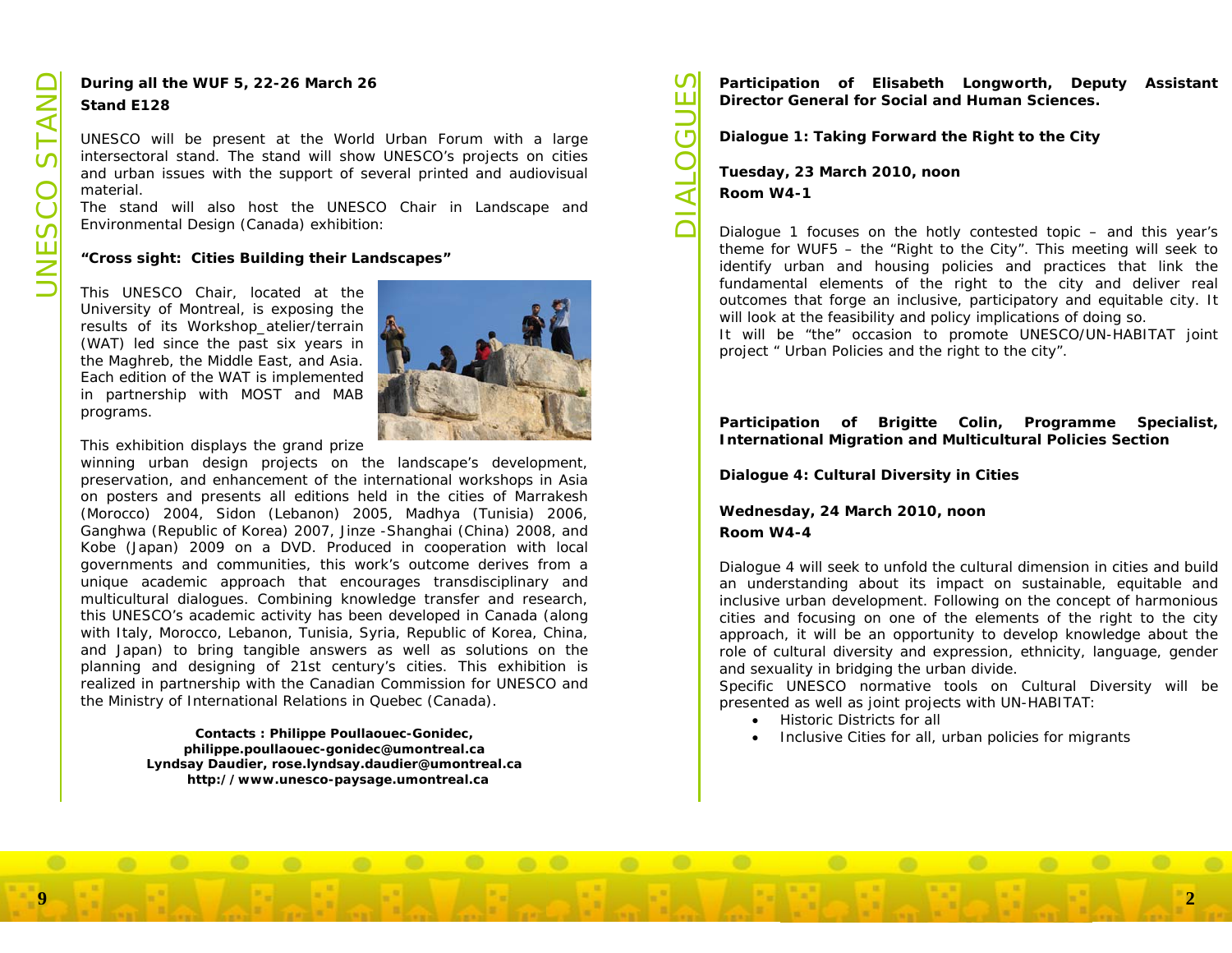# UNESCO STAND

**During all the WUF 5, 22-26 March 26**

**Stand E128**

UNESCO will be present at the World Urban Forum with a large intersectoral stand. The stand will show UNESCO's projects on cities and urban issues with the support of several printed and audiovisual material.
The stand will also host the UNESCO Chair in Landscape and Environmental Design (Canada) exhibition:

**"Cross sight: Cities Building their Landscapes"**

This UNESCO Chair, located at the University of Montreal, is exposing the results of its Workshop_atelier/terrain (WAT) led since the past six years in the Maghreb, the Middle East, and Asia. Each edition of the WAT is implemented in partnership with MOST and MAB programs.

This exhibition displays the grand prize winning urban design projects on the landscape's development, preservation, and enhancement of the international workshops in Asia on posters and presents all editions held in the cities of Marrakesh (Morocco) 2004, Sidon (Lebanon) 2005, Madhya (Tunisia) 2006, Ganghwa (Republic of Korea) 2007, Jinze -Shanghai (China) 2008, and Kobe (Japan) 2009 on a DVD. Produced in cooperation with local governments and communities, this work's outcome derives from a unique academic approach that encourages transdisciplinary and multicultural dialogues. Combining knowledge transfer and research, this UNESCO's academic activity has been developed in Canada (along with Italy, Morocco, Lebanon, Tunisia, Syria, Republic of Korea, China, and Japan) to bring tangible answers as well as solutions on the planning and designing of 21st century's cities. This exhibition is realized in partnership with the Canadian Commission for UNESCO and the Ministry of International Relations in Quebec (Canada).

**Contacts : Philippe Poullaouec-Gonidec,**
**philippe.poullaouec-gonidec@umontreal.ca**
**Lyndsay Daudier, rose.lyndsay.daudier@umontreal.ca**
**http://www.unesco-paysage.umontreal.ca**

# DIALOGUES

**Participation of Elisabeth Longworth, Deputy Assistant Director General for Social and Human Sciences.**

**Dialogue 1: Taking Forward the Right to the City**

**Tuesday, 23 March 2010, noon**

**Room W4-1**

Dialogue 1 focuses on the hotly contested topic – and this year's theme for WUF5 – the "Right to the City". This meeting will seek to identify urban and housing policies and practices that link the fundamental elements of the right to the city and deliver real outcomes that forge an inclusive, participatory and equitable city. It will look at the feasibility and policy implications of doing so.
It will be "the" occasion to promote UNESCO/UN-HABITAT joint project " Urban Policies and the right to the city".

**Participation of Brigitte Colin, Programme Specialist, International Migration and Multicultural Policies Section**

**Dialogue 4: Cultural Diversity in Cities**

**Wednesday, 24 March 2010, noon**

**Room W4-4**

Dialogue 4 will seek to unfold the cultural dimension in cities and build an understanding about its impact on sustainable, equitable and inclusive urban development. Following on the concept of harmonious cities and focusing on one of the elements of the right to the city approach, it will be an opportunity to develop knowledge about the role of cultural diversity and expression, ethnicity, language, gender and sexuality in bridging the urban divide.
Specific UNESCO normative tools on Cultural Diversity will be presented as well as joint projects with UN-HABITAT:

- Historic Districts for all
- Inclusive Cities for all, urban policies for migrants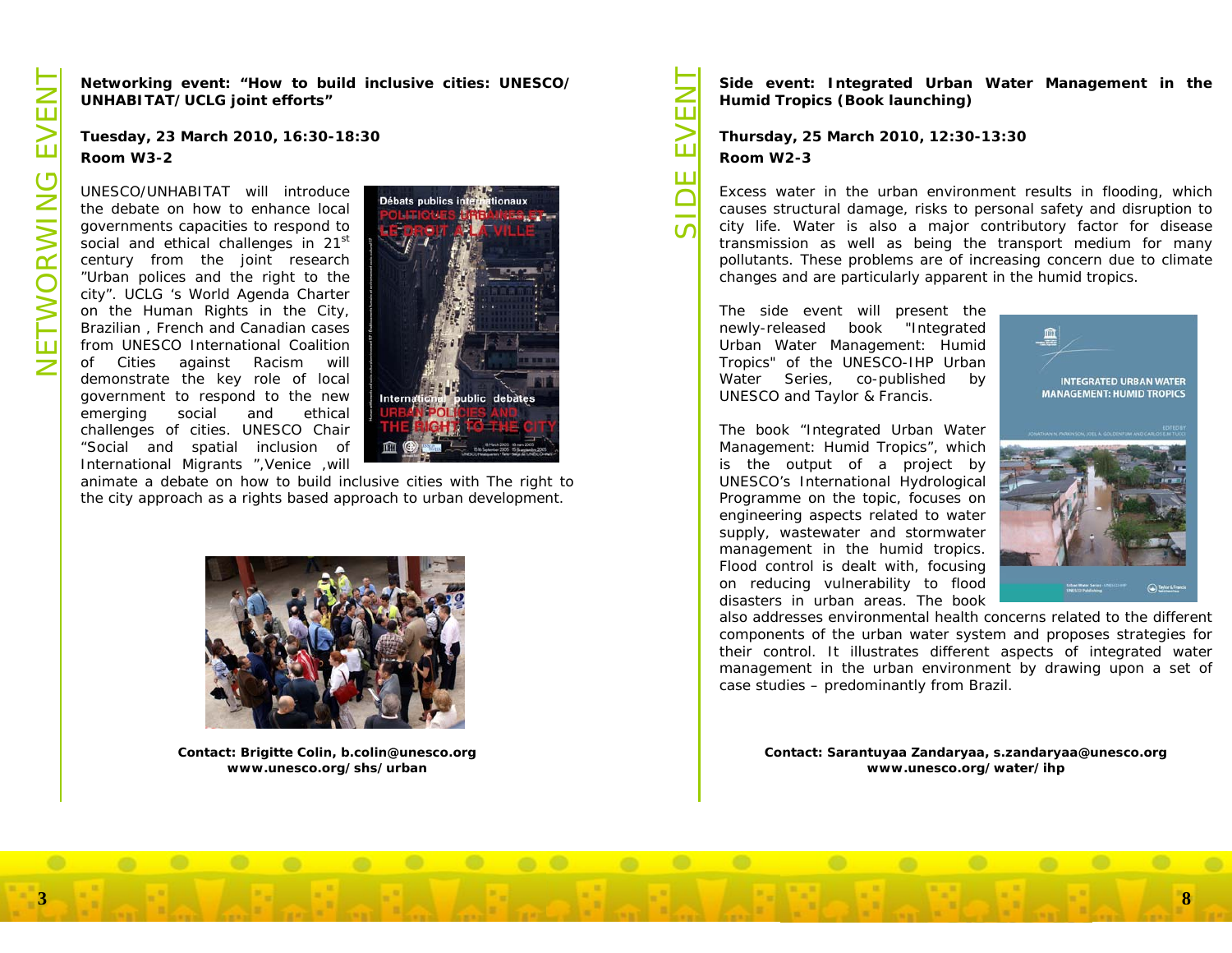NETWORWING EVENT

**Networking event: "How to build inclusive cities: UNESCO/ UNHABITAT/UCLG joint efforts"**

**Tuesday, 23 March 2010, 16:30-18:30**
**Room W3-2**

UNESCO/UNHABITAT will introduce the debate on how to enhance local governments capacities to respond to social and ethical challenges in 21st century from the joint research "Urban polices and the right to the city". UCLG 's World Agenda Charter on the Human Rights in the City, Brazilian , French and Canadian cases from UNESCO International Coalition of Cities against Racism will demonstrate the key role of local government to respond to the new emerging social and ethical challenges of cities. UNESCO Chair "Social and spatial inclusion of International Migrants ",Venice ,will animate a debate on how to build inclusive cities with The right to the city approach as a rights based approach to urban development.

**Contact: Brigitte Colin, b.colin@unesco.org**
**www.unesco.org/shs/urban**

SIDE EVENT

**Side event: Integrated Urban Water Management in the Humid Tropics (Book launching)**

**Thursday, 25 March 2010, 12:30-13:30**
**Room W2-3**

Excess water in the urban environment results in flooding, which causes structural damage, risks to personal safety and disruption to city life. Water is also a major contributory factor for disease transmission as well as being the transport medium for many pollutants. These problems are of increasing concern due to climate changes and are particularly apparent in the humid tropics.

The side event will present the newly-released book "Integrated Urban Water Management: Humid Tropics" of the UNESCO-IHP Urban Water Series, co-published by UNESCO and Taylor & Francis.

The book "Integrated Urban Water Management: Humid Tropics", which is the output of a project by UNESCO's International Hydrological Programme on the topic, focuses on engineering aspects related to water supply, wastewater and stormwater management in the humid tropics. Flood control is dealt with, focusing on reducing vulnerability to flood disasters in urban areas. The book also addresses environmental health concerns related to the different components of the urban water system and proposes strategies for their control. It illustrates different aspects of integrated water management in the urban environment by drawing upon a set of case studies – predominantly from Brazil.

**Contact: Sarantuyaa Zandaryaa, s.zandaryaa@unesco.org**
**www.unesco.org/water/ihp**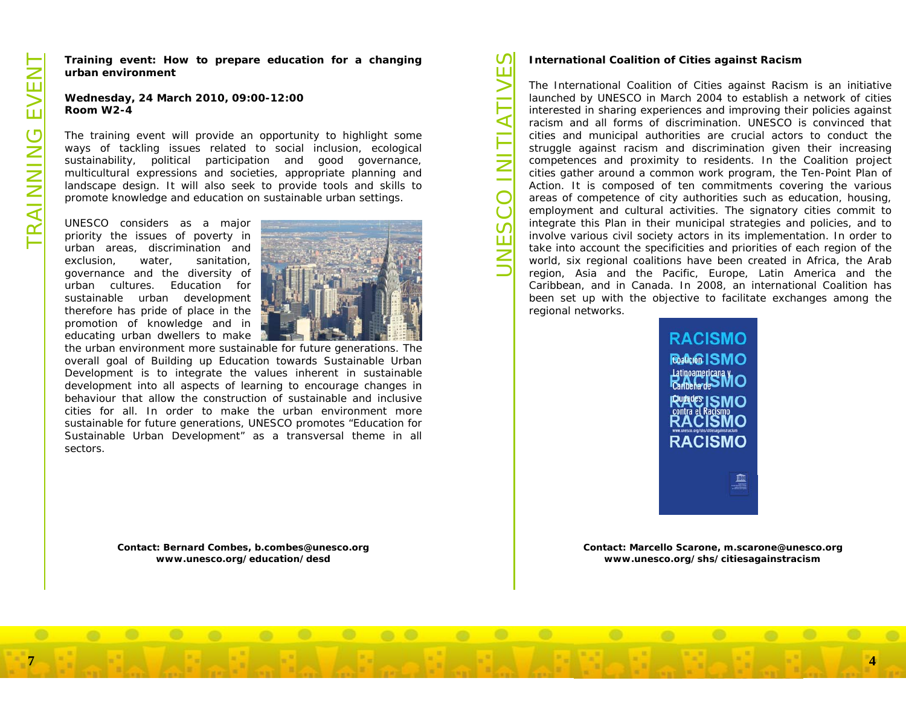# TRAINNING EVENT

**Training event: How to prepare education for a changing urban environment**

**Wednesday, 24 March 2010, 09:00-12:00**
**Room W2-4**

The training event will provide an opportunity to highlight some ways of tackling issues related to social inclusion, ecological sustainability, political participation and good governance, multicultural expressions and societies, appropriate planning and landscape design. It will also seek to provide tools and skills to promote knowledge and education on sustainable urban settings.

UNESCO considers as a major priority the issues of poverty in urban areas, discrimination and exclusion, water, sanitation, governance and the diversity of urban cultures. Education for sustainable urban development therefore has pride of place in the promotion of knowledge and in educating urban dwellers to make the urban environment more sustainable for future generations. The overall goal of Building up Education towards Sustainable Urban Development is to integrate the values inherent in sustainable development into all aspects of learning to encourage changes in behaviour that allow the construction of sustainable and inclusive cities for all. In order to make the urban environment more sustainable for future generations, UNESCO promotes "Education for Sustainable Urban Development" as a transversal theme in all sectors.

**Contact: Bernard Combes, b.combes@unesco.org**
**www.unesco.org/education/desd**

# UNESCO INITIATIVES

**International Coalition of Cities against Racism**

The International Coalition of Cities against Racism is an initiative launched by UNESCO in March 2004 to establish a network of cities interested in sharing experiences and improving their policies against racism and all forms of discrimination. UNESCO is convinced that cities and municipal authorities are crucial actors to conduct the struggle against racism and discrimination given their increasing competences and proximity to residents. In the Coalition project cities gather around a common work program, the Ten-Point Plan of Action. It is composed of ten commitments covering the various areas of competence of city authorities such as education, housing, employment and cultural activities. The signatory cities commit to integrate this Plan in their municipal strategies and policies, and to involve various civil society actors in its implementation. In order to take into account the specificities and priorities of each region of the world, six regional coalitions have been created in Africa, the Arab region, Asia and the Pacific, Europe, Latin America and the Caribbean, and in Canada. In 2008, an international Coalition has been set up with the objective to facilitate exchanges among the regional networks.

**Contact: Marcello Scarone, m.scarone@unesco.org**
**www.unesco.org/shs/citiesagainstracism**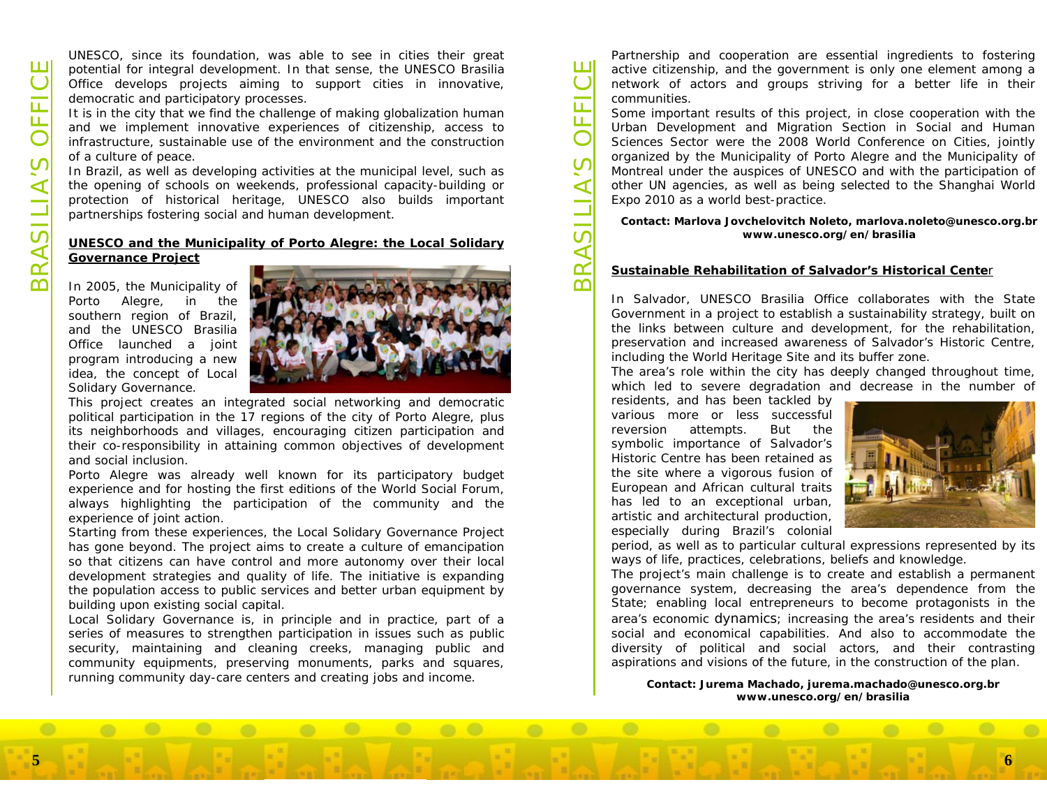UNESCO, since its foundation, was able to see in cities their great potential for integral development. In that sense, the UNESCO Brasilia Office develops projects aiming to support cities in innovative, democratic and participatory processes.
It is in the city that we find the challenge of making globalization human and we implement innovative experiences of citizenship, access to infrastructure, sustainable use of the environment and the construction of a culture of peace.
In Brazil, as well as developing activities at the municipal level, such as the opening of schools on weekends, professional capacity-building or protection of historical heritage, UNESCO also builds important partnerships fostering social and human development.

## UNESCO and the Municipality of Porto Alegre: the Local Solidary Governance Project

In 2005, the Municipality of Porto Alegre, in the southern region of Brazil, and the UNESCO Brasilia Office launched a joint program introducing a new idea, the concept of Local Solidary Governance.
This project creates an integrated social networking and democratic political participation in the 17 regions of the city of Porto Alegre, plus its neighborhoods and villages, encouraging citizen participation and their co-responsibility in attaining common objectives of development and social inclusion.
Porto Alegre was already well known for its participatory budget experience and for hosting the first editions of the World Social Forum, always highlighting the participation of the community and the experience of joint action.
Starting from these experiences, the Local Solidary Governance Project has gone beyond. The project aims to create a culture of emancipation so that citizens can have control and more autonomy over their local development strategies and quality of life. The initiative is expanding the population access to public services and better urban equipment by building upon existing social capital.
Local Solidary Governance is, in principle and in practice, part of a series of measures to strengthen participation in issues such as public security, maintaining and cleaning creeks, managing public and community equipments, preserving monuments, parks and squares, running community day-care centers and creating jobs and income.

Partnership and cooperation are essential ingredients to fostering active citizenship, and the government is only one element among a network of actors and groups striving for a better life in their communities.
Some important results of this project, in close cooperation with the Urban Development and Migration Section in Social and Human Sciences Sector were the 2008 World Conference on Cities, jointly organized by the Municipality of Porto Alegre and the Municipality of Montreal under the auspices of UNESCO and with the participation of other UN agencies, as well as being selected to the Shanghai World Expo 2010 as a world best-practice.

**Contact: Marlova Jovchelovitch Noleto, marlova.noleto@unesco.org.br**
**www.unesco.org/en/brasilia**

## Sustainable Rehabilitation of Salvador's Historical Center

In Salvador, UNESCO Brasilia Office collaborates with the State Government in a project to establish a sustainability strategy, built on the links between culture and development, for the rehabilitation, preservation and increased awareness of Salvador's Historic Centre, including the World Heritage Site and its buffer zone.
The area's role within the city has deeply changed throughout time, which led to severe degradation and decrease in the number of residents, and has been tackled by various more or less successful reversion attempts. But the symbolic importance of Salvador's Historic Centre has been retained as the site where a vigorous fusion of European and African cultural traits has led to an exceptional urban, artistic and architectural production, especially during Brazil's colonial period, as well as to particular cultural expressions represented by its ways of life, practices, celebrations, beliefs and knowledge.
The project's main challenge is to create and establish a permanent governance system, decreasing the area's dependence from the State; enabling local entrepreneurs to become protagonists in the area's economic dynamics; increasing the area's residents and their social and economical capabilities. And also to accommodate the diversity of political and social actors, and their contrasting aspirations and visions of the future, in the construction of the plan.

**Contact: Jurema Machado, jurema.machado@unesco.org.br**
**www.unesco.org/en/brasilia**